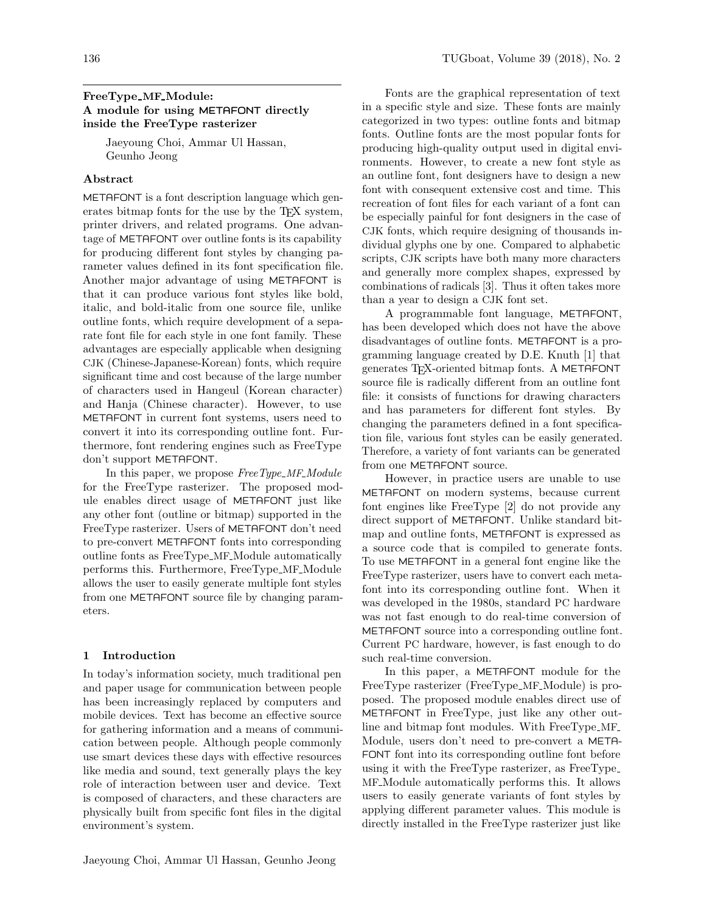# FreeType_MF_Module: A module for using METAFONT directly inside the FreeType rasterizer

Jaeyoung Choi, Ammar Ul Hassan, Geunho Jeong

## Abstract

METAFONT is a font description language which generates bitmap fonts for the use by the TeX system, printer drivers, and related programs. One advantage of METAFONT over outline fonts is its capability for producing different font styles by changing parameter values defined in its font specification file. Another major advantage of using METAFONT is that it can produce various font styles like bold, italic, and bold-italic from one source file, unlike outline fonts, which require development of a separate font file for each style in one font family. These advantages are especially applicable when designing CJK (Chinese-Japanese-Korean) fonts, which require significant time and cost because of the large number of characters used in Hangeul (Korean character) and Hanja (Chinese character). However, to use METAFONT in current font systems, users need to convert it into its corresponding outline font. Furthermore, font rendering engines such as FreeType don't support METAFONT.

In this paper, we propose *FreeType_MF_Module* for the FreeType rasterizer. The proposed module enables direct usage of METAFONT just like any other font (outline or bitmap) supported in the FreeType rasterizer. Users of METAFONT don't need to pre-convert METAFONT fonts into corresponding outline fonts as FreeType_MF_Module automatically performs this. Furthermore, FreeType_MF_Module allows the user to easily generate multiple font styles from one METAFONT source file by changing parameters.

## 1 Introduction

In today's information society, much traditional pen and paper usage for communication between people has been increasingly replaced by computers and mobile devices. Text has become an effective source for gathering information and a means of communication between people. Although people commonly use smart devices these days with effective resources like media and sound, text generally plays the key role of interaction between user and device. Text is composed of characters, and these characters are physically built from specific font files in the digital environment's system.

Fonts are the graphical representation of text in a specific style and size. These fonts are mainly categorized in two types: outline fonts and bitmap fonts. Outline fonts are the most popular fonts for producing high-quality output used in digital environments. However, to create a new font style as an outline font, font designers have to design a new font with consequent extensive cost and time. This recreation of font files for each variant of a font can be especially painful for font designers in the case of CJK fonts, which require designing of thousands individual glyphs one by one. Compared to alphabetic scripts, CJK scripts have both many more characters and generally more complex shapes, expressed by combinations of radicals [3]. Thus it often takes more than a year to design a CJK font set.

A programmable font language, METAFONT, has been developed which does not have the above disadvantages of outline fonts. METAFONT is a programming language created by D.E. Knuth [1] that generates TeX-oriented bitmap fonts. A METAFONT source file is radically different from an outline font file: it consists of functions for drawing characters and has parameters for different font styles. By changing the parameters defined in a font specification file, various font styles can be easily generated. Therefore, a variety of font variants can be generated from one METAFONT source.

However, in practice users are unable to use METAFONT on modern systems, because current font engines like FreeType [2] do not provide any direct support of METAFONT. Unlike standard bitmap and outline fonts, METAFONT is expressed as a source code that is compiled to generate fonts. To use METAFONT in a general font engine like the FreeType rasterizer, users have to convert each metafont into its corresponding outline font. When it was developed in the 1980s, standard PC hardware was not fast enough to do real-time conversion of METAFONT source into a corresponding outline font. Current PC hardware, however, is fast enough to do such real-time conversion.

In this paper, a METAFONT module for the FreeType rasterizer (FreeType_MF_Module) is proposed. The proposed module enables direct use of METAFONT in FreeType, just like any other outline and bitmap font modules. With FreeType_MF_Module, users don't need to pre-convert a METAFONT font into its corresponding outline font before using it with the FreeType rasterizer, as FreeType_MF_Module automatically performs this. It allows users to easily generate variants of font styles by applying different parameter values. This module is directly installed in the FreeType rasterizer just like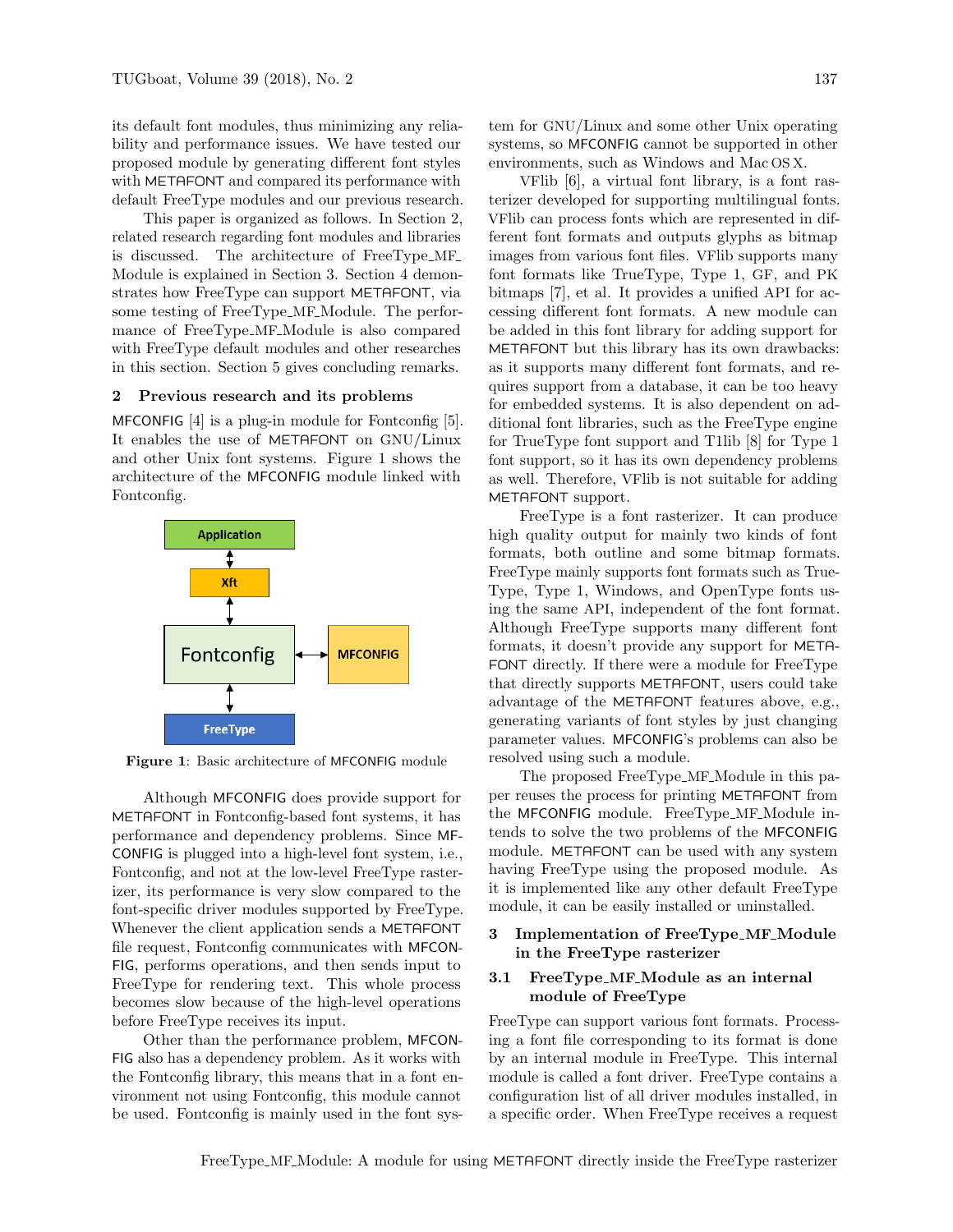its default font modules, thus minimizing any reliability and performance issues. We have tested our proposed module by generating different font styles with METAFONT and compared its performance with default FreeType modules and our previous research.

This paper is organized as follows. In Section 2, related research regarding font modules and libraries is discussed. The architecture of FreeType_MF_Module is explained in Section 3. Section 4 demonstrates how FreeType can support METAFONT, via some testing of FreeType_MF_Module. The performance of FreeType_MF_Module is also compared with FreeType default modules and other researches in this section. Section 5 gives concluding remarks.

## 2 Previous research and its problems

MFCONFIG [4] is a plug-in module for Fontconfig [5]. It enables the use of METAFONT on GNU/Linux and other Unix font systems. Figure 1 shows the architecture of the MFCONFIG module linked with Fontconfig.

**Figure 1**: Basic architecture of MFCONFIG module

Although MFCONFIG does provide support for METAFONT in Fontconfig-based font systems, it has performance and dependency problems. Since MFCONFIG is plugged into a high-level font system, i.e., Fontconfig, and not at the low-level FreeType rasterizer, its performance is very slow compared to the font-specific driver modules supported by FreeType. Whenever the client application sends a METAFONT file request, Fontconfig communicates with MFCONFIG, performs operations, and then sends input to FreeType for rendering text. This whole process becomes slow because of the high-level operations before FreeType receives its input.

Other than the performance problem, MFCONFIG also has a dependency problem. As it works with the Fontconfig library, this means that in a font environment not using Fontconfig, this module cannot be used. Fontconfig is mainly used in the font system for GNU/Linux and some other Unix operating systems, so MFCONFIG cannot be supported in other environments, such as Windows and Mac OS X.

VFlib [6], a virtual font library, is a font rasterizer developed for supporting multilingual fonts. VFlib can process fonts which are represented in different font formats and outputs glyphs as bitmap images from various font files. VFlib supports many font formats like TrueType, Type 1, GF, and PK bitmaps [7], et al. It provides a unified API for accessing different font formats. A new module can be added in this font library for adding support for METAFONT but this library has its own drawbacks: as it supports many different font formats, and requires support from a database, it can be too heavy for embedded systems. It is also dependent on additional font libraries, such as the FreeType engine for TrueType font support and T1lib [8] for Type 1 font support, so it has its own dependency problems as well. Therefore, VFlib is not suitable for adding METAFONT support.

FreeType is a font rasterizer. It can produce high quality output for mainly two kinds of font formats, both outline and some bitmap formats. FreeType mainly supports font formats such as TrueType, Type 1, Windows, and OpenType fonts using the same API, independent of the font format. Although FreeType supports many different font formats, it doesn't provide any support for METAFONT directly. If there were a module for FreeType that directly supports METAFONT, users could take advantage of the METAFONT features above, e.g., generating variants of font styles by just changing parameter values. MFCONFIG's problems can also be resolved using such a module.

The proposed FreeType_MF_Module in this paper reuses the process for printing METAFONT from the MFCONFIG module. FreeType_MF_Module intends to solve the two problems of the MFCONFIG module. METAFONT can be used with any system having FreeType using the proposed module. As it is implemented like any other default FreeType module, it can be easily installed or uninstalled.

## 3 Implementation of FreeType_MF_Module in the FreeType rasterizer

### 3.1 FreeType_MF_Module as an internal module of FreeType

FreeType can support various font formats. Processing a font file corresponding to its format is done by an internal module in FreeType. This internal module is called a font driver. FreeType contains a configuration list of all driver modules installed, in a specific order. When FreeType receives a request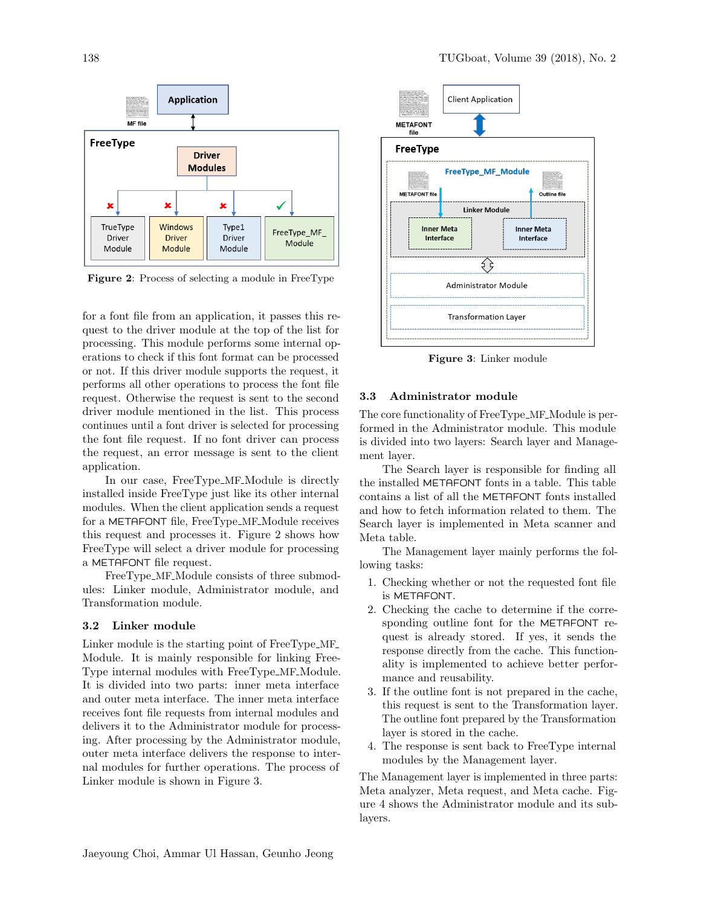Figure 2: Process of selecting a module in FreeType

for a font file from an application, it passes this request to the driver module at the top of the list for processing. This module performs some internal operations to check if this font format can be processed or not. If this driver module supports the request, it performs all other operations to process the font file request. Otherwise the request is sent to the second driver module mentioned in the list. This process continues until a font driver is selected for processing the font file request. If no font driver can process the request, an error message is sent to the client application.

In our case, FreeType_MF_Module is directly installed inside FreeType just like its other internal modules. When the client application sends a request for a METAFONT file, FreeType_MF_Module receives this request and processes it. Figure 2 shows how FreeType will select a driver module for processing a METAFONT file request.

FreeType_MF_Module consists of three submodules: Linker module, Administrator module, and Transformation module.

### 3.2 Linker module

Linker module is the starting point of FreeType_MF_Module. It is mainly responsible for linking FreeType internal modules with FreeType_MF_Module. It is divided into two parts: inner meta interface and outer meta interface. The inner meta interface receives font file requests from internal modules and delivers it to the Administrator module for processing. After processing by the Administrator module, outer meta interface delivers the response to internal modules for further operations. The process of Linker module is shown in Figure 3.

Figure 3: Linker module

### 3.3 Administrator module

The core functionality of FreeType_MF_Module is performed in the Administrator module. This module is divided into two layers: Search layer and Management layer.

The Search layer is responsible for finding all the installed METAFONT fonts in a table. This table contains a list of all the METAFONT fonts installed and how to fetch information related to them. The Search layer is implemented in Meta scanner and Meta table.

The Management layer mainly performs the following tasks:

1. Checking whether or not the requested font file is METAFONT.
2. Checking the cache to determine if the corresponding outline font for the METAFONT request is already stored. If yes, it sends the response directly from the cache. This functionality is implemented to achieve better performance and reusability.
3. If the outline font is not prepared in the cache, this request is sent to the Transformation layer. The outline font prepared by the Transformation layer is stored in the cache.
4. The response is sent back to FreeType internal modules by the Management layer.

The Management layer is implemented in three parts: Meta analyzer, Meta request, and Meta cache. Figure 4 shows the Administrator module and its sublayers.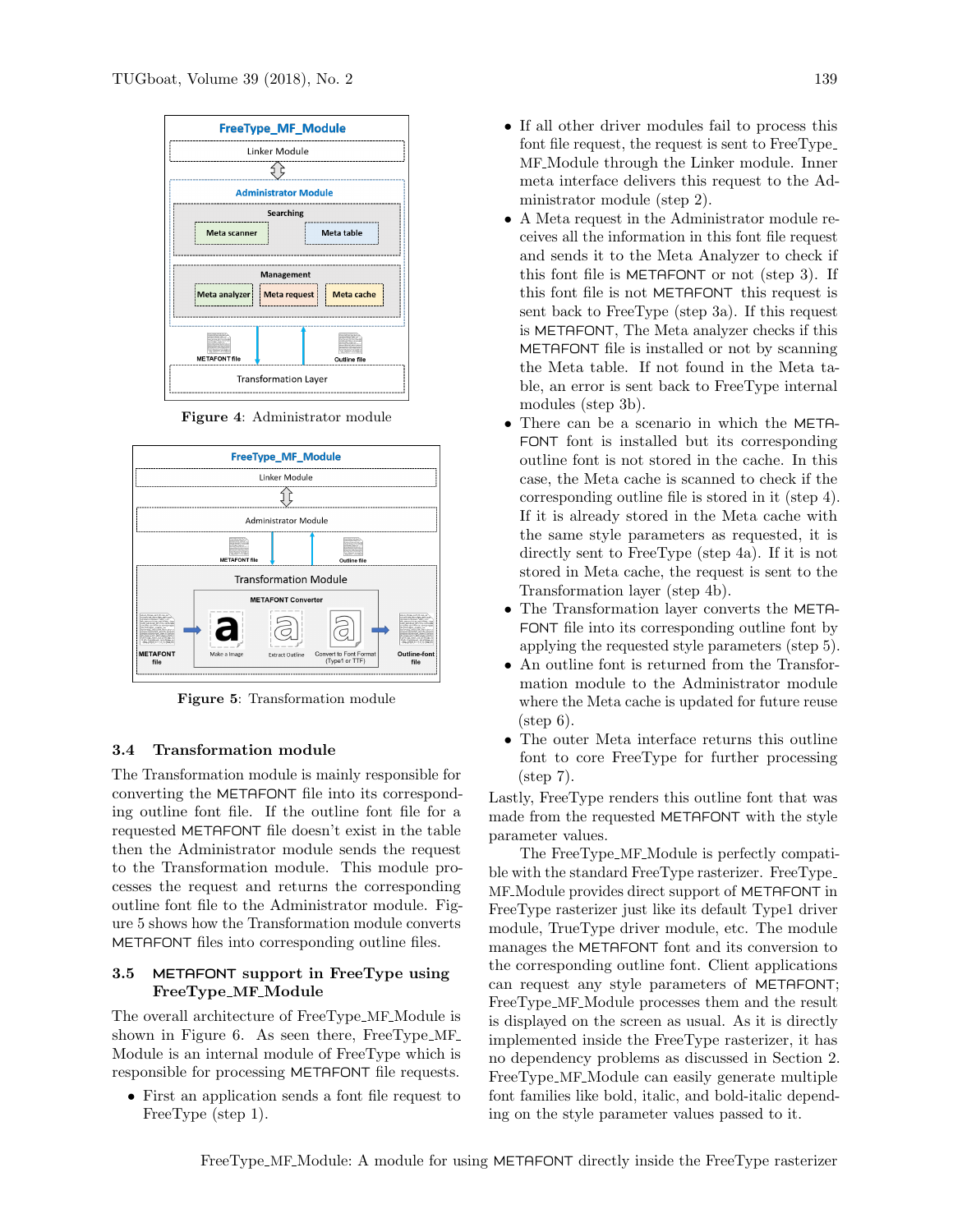Figure 4: Administrator module

Figure 5: Transformation module

### 3.4 Transformation module

The Transformation module is mainly responsible for converting the METAFONT file into its corresponding outline font file. If the outline font file for a requested METAFONT file doesn't exist in the table then the Administrator module sends the request to the Transformation module. This module processes the request and returns the corresponding outline font file to the Administrator module. Figure 5 shows how the Transformation module converts METAFONT files into corresponding outline files.

### 3.5 METAFONT support in FreeType using FreeType_MF_Module

The overall architecture of FreeType_MF_Module is shown in Figure 6. As seen there, FreeType_MF_Module is an internal module of FreeType which is responsible for processing METAFONT file requests.

- First an application sends a font file request to FreeType (step 1).
- If all other driver modules fail to process this font file request, the request is sent to FreeType_MF_Module through the Linker module. Inner meta interface delivers this request to the Administrator module (step 2).
- A Meta request in the Administrator module receives all the information in this font file request and sends it to the Meta Analyzer to check if this font file is METAFONT or not (step 3). If this font file is not METAFONT this request is sent back to FreeType (step 3a). If this request is METAFONT, The Meta analyzer checks if this METAFONT file is installed or not by scanning the Meta table. If not found in the Meta table, an error is sent back to FreeType internal modules (step 3b).
- There can be a scenario in which the METAFONT font is installed but its corresponding outline font is not stored in the cache. In this case, the Meta cache is scanned to check if the corresponding outline file is stored in it (step 4). If it is already stored in the Meta cache with the same style parameters as requested, it is directly sent to FreeType (step 4a). If it is not stored in Meta cache, the request is sent to the Transformation layer (step 4b).
- The Transformation layer converts the METAFONT file into its corresponding outline font by applying the requested style parameters (step 5).
- An outline font is returned from the Transformation module to the Administrator module where the Meta cache is updated for future reuse (step 6).
- The outer Meta interface returns this outline font to core FreeType for further processing (step 7).

Lastly, FreeType renders this outline font that was made from the requested METAFONT with the style parameter values.

The FreeType_MF_Module is perfectly compatible with the standard FreeType rasterizer. FreeType_MF_Module provides direct support of METAFONT in FreeType rasterizer just like its default Type1 driver module, TrueType driver module, etc. The module manages the METAFONT font and its conversion to the corresponding outline font. Client applications can request any style parameters of METAFONT; FreeType_MF_Module processes them and the result is displayed on the screen as usual. As it is directly implemented inside the FreeType rasterizer, it has no dependency problems as discussed in Section 2. FreeType_MF_Module can easily generate multiple font families like bold, italic, and bold-italic depending on the style parameter values passed to it.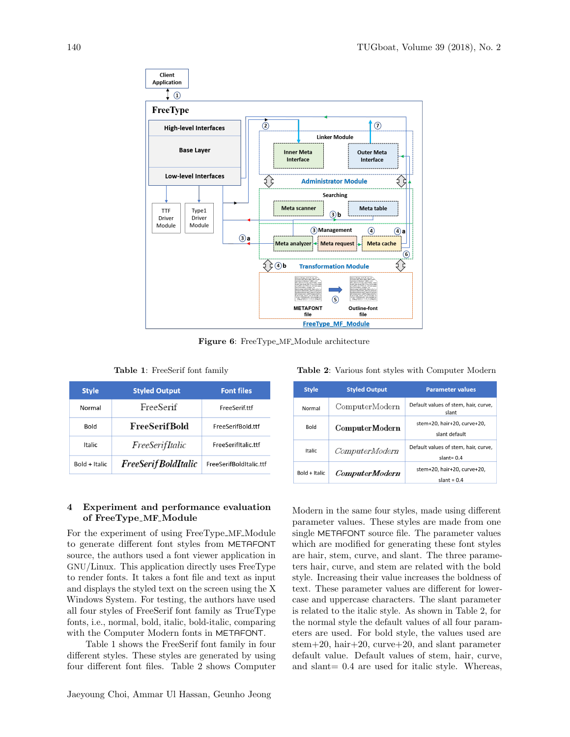**Figure 6**: FreeType_MF_Module architecture

**Table 1**: FreeSerif font family

| Style | Styled Output | Font files |
|---|---|---|
| Normal | FreeSerif | FreeSerif.ttf |
| Bold | **FreeSerifBold** | FreeSerifBold.ttf |
| Italic | *FreeSerifItalic* | FreeSerifItalic.ttf |
| Bold + Italic | ***FreeSerifBoldItalic*** | FreeSerifBoldItalic.ttf |

**Table 2**: Various font styles with Computer Modern

| Style | Styled Output | Parameter values |
|---|---|---|
| Normal | ComputerModern | Default values of stem, hair, curve, slant |
| Bold | **ComputerModern** | stem+20, hair+20, curve+20, slant default |
| Italic | *ComputerModern* | Default values of stem, hair, curve, slant= 0.4 |
| Bold + Italic | ***ComputerModern*** | stem+20, hair+20, curve+20, slant = 0.4 |

## 4 Experiment and performance evaluation of FreeType_MF_Module

For the experiment of using FreeType_MF_Module to generate different font styles from METAFONT source, the authors used a font viewer application in GNU/Linux. This application directly uses FreeType to render fonts. It takes a font file and text as input and displays the styled text on the screen using the X Windows System. For testing, the authors have used all four styles of FreeSerif font family as TrueType fonts, i.e., normal, bold, italic, bold-italic, comparing with the Computer Modern fonts in METAFONT.

Table 1 shows the FreeSerif font family in four different styles. These styles are generated by using four different font files. Table 2 shows Computer Modern in the same four styles, made using different parameter values. These styles are made from one single METAFONT source file. The parameter values which are modified for generating these font styles are hair, stem, curve, and slant. The three parameters hair, curve, and stem are related with the bold style. Increasing their value increases the boldness of text. These parameter values are different for lowercase and uppercase characters. The slant parameter is related to the italic style. As shown in Table 2, for the normal style the default values of all four parameters are used. For bold style, the values used are stem+20, hair+20, curve+20, and slant parameter default value. Default values of stem, hair, curve, and slant= 0.4 are used for italic style. Whereas,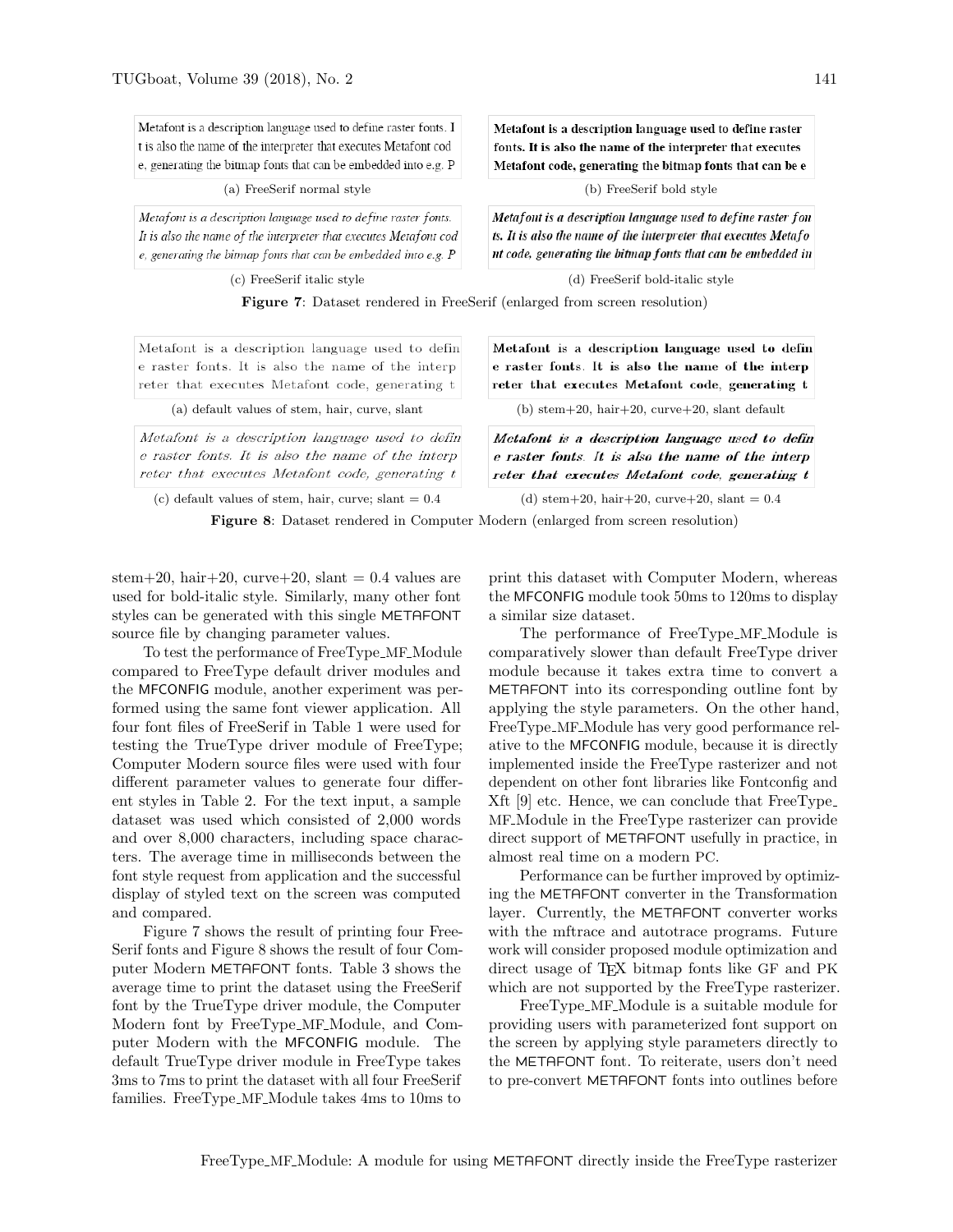Metafont is a description language used to define raster fonts. I
t is also the name of the interpreter that executes Metafont cod
e, generating the bitmap fonts that can be embedded into e.g. P

(a) FreeSerif normal style

**Metafont is a description language used to define raster fonts. It is also the name of the interpreter that executes Metafont code, generating the bitmap fonts that can be e**

(b) FreeSerif bold style

*Metafont is a description language used to define raster fonts. It is also the name of the interpreter that executes Metafont cod e, generating the bitmap fonts that can be embedded into e.g. P*

(c) FreeSerif italic style

***Metafont is a description language used to define raster fon ts. It is also the name of the interpreter that executes Metafo nt code, generating the bitmap fonts that can be embedded in***

(d) FreeSerif bold-italic style

**Figure 7**: Dataset rendered in FreeSerif (enlarged from screen resolution)

Metafont is a description language used to defin
e raster fonts. It is also the name of the interp
reter that executes Metafont code, generating t

(a) default values of stem, hair, curve, slant

**Metafont is a description language used to defin e raster fonts. It is also the name of the interp reter that executes Metafont code, generating t**

(b) stem+20, hair+20, curve+20, slant default

*Metafont is a description language used to defin e raster fonts. It is also the name of the interp reter that executes Metafont code, generating t*

(c) default values of stem, hair, curve; slant = 0.4

***Metafont is a description language used to defin e raster fonts. It is also the name of the interp reter that executes Metafont code, generating t***

(d) stem+20, hair+20, curve+20, slant = 0.4

**Figure 8**: Dataset rendered in Computer Modern (enlarged from screen resolution)

stem+20, hair+20, curve+20, slant = 0.4 values are used for bold-italic style. Similarly, many other font styles can be generated with this single METAFONT source file by changing parameter values.

To test the performance of FreeType_MF_Module compared to FreeType default driver modules and the MFCONFIG module, another experiment was performed using the same font viewer application. All four font files of FreeSerif in Table 1 were used for testing the TrueType driver module of FreeType; Computer Modern source files were used with four different parameter values to generate four different styles in Table 2. For the text input, a sample dataset was used which consisted of 2,000 words and over 8,000 characters, including space characters. The average time in milliseconds between the font style request from application and the successful display of styled text on the screen was computed and compared.

Figure 7 shows the result of printing four FreeSerif fonts and Figure 8 shows the result of four Computer Modern METAFONT fonts. Table 3 shows the average time to print the dataset using the FreeSerif font by the TrueType driver module, the Computer Modern font by FreeType_MF_Module, and Computer Modern with the MFCONFIG module. The default TrueType driver module in FreeType takes 3ms to 7ms to print the dataset with all four FreeSerif families. FreeType_MF_Module takes 4ms to 10ms to print this dataset with Computer Modern, whereas the MFCONFIG module took 50ms to 120ms to display a similar size dataset.

The performance of FreeType_MF_Module is comparatively slower than default FreeType driver module because it takes extra time to convert a METAFONT into its corresponding outline font by applying the style parameters. On the other hand, FreeType_MF_Module has very good performance relative to the MFCONFIG module, because it is directly implemented inside the FreeType rasterizer and not dependent on other font libraries like Fontconfig and Xft [9] etc. Hence, we can conclude that FreeType_MF_Module in the FreeType rasterizer can provide direct support of METAFONT usefully in practice, in almost real time on a modern PC.

Performance can be further improved by optimizing the METAFONT converter in the Transformation layer. Currently, the METAFONT converter works with the mftrace and autotrace programs. Future work will consider proposed module optimization and direct usage of TeX bitmap fonts like GF and PK which are not supported by the FreeType rasterizer.

FreeType_MF_Module is a suitable module for providing users with parameterized font support on the screen by applying style parameters directly to the METAFONT font. To reiterate, users don't need to pre-convert METAFONT fonts into outlines before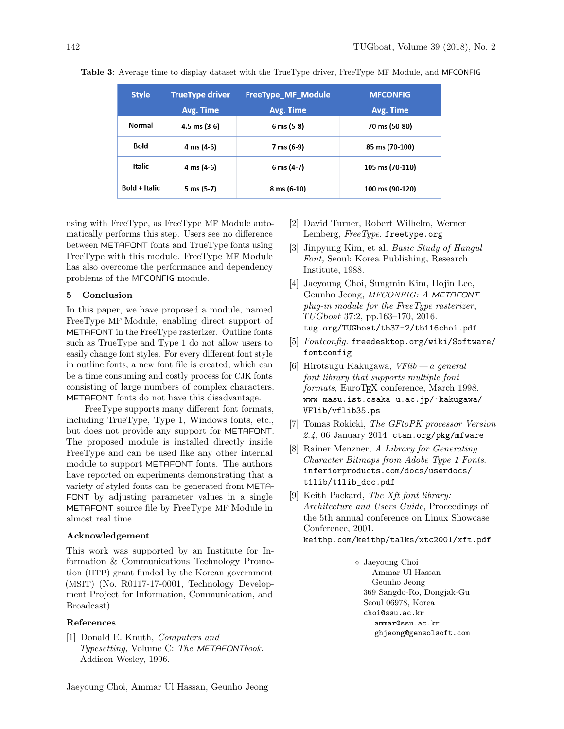**Table 3**: Average time to display dataset with the TrueType driver, FreeType_MF_Module, and MFCONFIG

| Style | TrueType driver Avg. Time | FreeType_MF_Module Avg. Time | MFCONFIG Avg. Time |
|---|---|---|---|
| Normal | 4.5 ms (3-6) | 6 ms (5-8) | 70 ms (50-80) |
| Bold | 4 ms (4-6) | 7 ms (6-9) | 85 ms (70-100) |
| Italic | 4 ms (4-6) | 6 ms (4-7) | 105 ms (70-110) |
| Bold + Italic | 5 ms (5-7) | 8 ms (6-10) | 100 ms (90-120) |

using with FreeType, as FreeType_MF_Module automatically performs this step. Users see no difference between METAFONT fonts and TrueType fonts using FreeType with this module. FreeType_MF_Module has also overcome the performance and dependency problems of the MFCONFIG module.

## 5 Conclusion

In this paper, we have proposed a module, named FreeType_MF_Module, enabling direct support of METAFONT in the FreeType rasterizer. Outline fonts such as TrueType and Type 1 do not allow users to easily change font styles. For every different font style in outline fonts, a new font file is created, which can be a time consuming and costly process for CJK fonts consisting of large numbers of complex characters. METAFONT fonts do not have this disadvantage.

FreeType supports many different font formats, including TrueType, Type 1, Windows fonts, etc., but does not provide any support for METAFONT. The proposed module is installed directly inside FreeType and can be used like any other internal module to support METAFONT fonts. The authors have reported on experiments demonstrating that a variety of styled fonts can be generated from METAFONT by adjusting parameter values in a single METAFONT source file by FreeType_MF_Module in almost real time.

### Acknowledgement

This work was supported by an Institute for Information & Communications Technology Promotion (IITP) grant funded by the Korean government (MSIT) (No. R0117-17-0001, Technology Development Project for Information, Communication, and Broadcast).

### References

[1] Donald E. Knuth, *Computers and Typesetting,* Volume C: *The METAFONTbook.* Addison-Wesley, 1996.

[2] David Turner, Robert Wilhelm, Werner Lemberg, *FreeType.* freetype.org

[3] Jinpyung Kim, et al. *Basic Study of Hangul Font,* Seoul: Korea Publishing, Research Institute, 1988.

[4] Jaeyoung Choi, Sungmin Kim, Hojin Lee, Geunho Jeong, *MFCONFIG: A METAFONT plug-in module for the FreeType rasterizer,* *TUGboat* 37:2, pp.163–170, 2016. tug.org/TUGboat/tb37-2/tb116choi.pdf

[5] *Fontconfig.* freedesktop.org/wiki/Software/fontconfig

[6] Hirotsugu Kakugawa, *VFlib — a general font library that supports multiple font formats,* EuroTEX conference, March 1998. www-masu.ist.osaka-u.ac.jp/~kakugawa/VFlib/vflib35.ps

[7] Tomas Rokicki, *The GFtoPK processor Version 2.4,* 06 January 2014. ctan.org/pkg/mfware

[8] Rainer Menzner, *A Library for Generating Character Bitmaps from Adobe Type 1 Fonts.* inferiorproducts.com/docs/userdocs/t1lib/t1lib_doc.pdf

[9] Keith Packard, *The Xft font library: Architecture and Users Guide,* Proceedings of the 5th annual conference on Linux Showcase Conference, 2001. keithp.com/keithp/talks/xtc2001/xft.pdf

◇ Jaeyoung Choi
Ammar Ul Hassan
Geunho Jeong
369 Sangdo-Ro, Dongjak-Gu
Seoul 06978, Korea
choi@ssu.ac.kr
ammar@ssu.ac.kr
ghjeong@gensolsoft.com